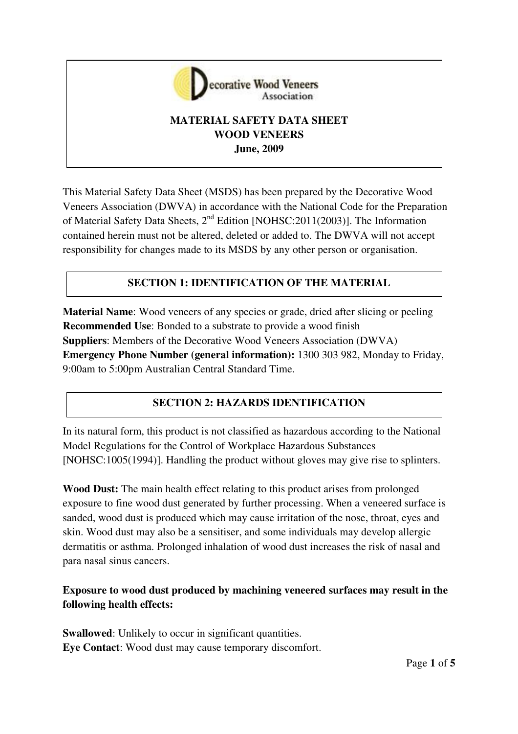Decorative Wood Veneers Association

# MATERIAL SAFETY DATA SHEET
# WOOD VENEERS
## June, 2009

This Material Safety Data Sheet (MSDS) has been prepared by the Decorative Wood Veneers Association (DWVA) in accordance with the National Code for the Preparation of Material Safety Data Sheets, 2nd Edition [NOHSC:2011(2003)]. The Information contained herein must not be altered, deleted or added to. The DWVA will not accept responsibility for changes made to its MSDS by any other person or organisation.

## SECTION 1: IDENTIFICATION OF THE MATERIAL

**Material Name**: Wood veneers of any species or grade, dried after slicing or peeling
**Recommended Use**: Bonded to a substrate to provide a wood finish
**Suppliers**: Members of the Decorative Wood Veneers Association (DWVA)
**Emergency Phone Number (general information):** 1300 303 982, Monday to Friday, 9:00am to 5:00pm Australian Central Standard Time.

## SECTION 2: HAZARDS IDENTIFICATION

In its natural form, this product is not classified as hazardous according to the National Model Regulations for the Control of Workplace Hazardous Substances [NOHSC:1005(1994)]. Handling the product without gloves may give rise to splinters.

**Wood Dust:** The main health effect relating to this product arises from prolonged exposure to fine wood dust generated by further processing. When a veneered surface is sanded, wood dust is produced which may cause irritation of the nose, throat, eyes and skin. Wood dust may also be a sensitiser, and some individuals may develop allergic dermatitis or asthma. Prolonged inhalation of wood dust increases the risk of nasal and para nasal sinus cancers.

**Exposure to wood dust produced by machining veneered surfaces may result in the following health effects:**

**Swallowed**: Unlikely to occur in significant quantities.
**Eye Contact**: Wood dust may cause temporary discomfort.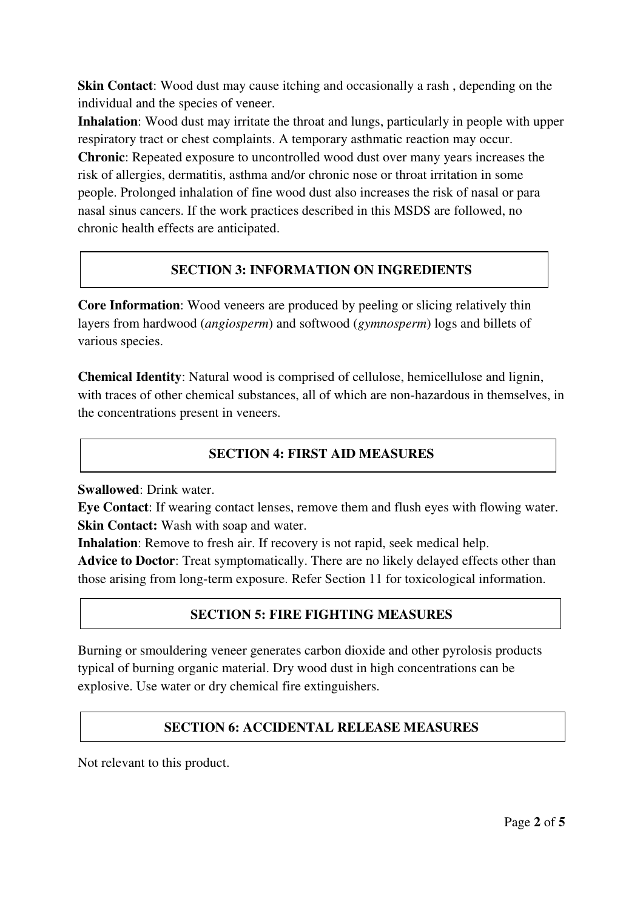**Skin Contact**: Wood dust may cause itching and occasionally a rash , depending on the individual and the species of veneer.
**Inhalation**: Wood dust may irritate the throat and lungs, particularly in people with upper respiratory tract or chest complaints. A temporary asthmatic reaction may occur.
**Chronic**: Repeated exposure to uncontrolled wood dust over many years increases the risk of allergies, dermatitis, asthma and/or chronic nose or throat irritation in some people. Prolonged inhalation of fine wood dust also increases the risk of nasal or para nasal sinus cancers. If the work practices described in this MSDS are followed, no chronic health effects are anticipated.

## SECTION 3: INFORMATION ON INGREDIENTS

**Core Information**: Wood veneers are produced by peeling or slicing relatively thin layers from hardwood (*angiosperm*) and softwood (*gymnosperm*) logs and billets of various species.

**Chemical Identity**: Natural wood is comprised of cellulose, hemicellulose and lignin, with traces of other chemical substances, all of which are non-hazardous in themselves, in the concentrations present in veneers.

## SECTION 4: FIRST AID MEASURES

**Swallowed**: Drink water.
**Eye Contact**: If wearing contact lenses, remove them and flush eyes with flowing water.
**Skin Contact:** Wash with soap and water.
**Inhalation**: Remove to fresh air. If recovery is not rapid, seek medical help.
**Advice to Doctor**: Treat symptomatically. There are no likely delayed effects other than those arising from long-term exposure. Refer Section 11 for toxicological information.

## SECTION 5: FIRE FIGHTING MEASURES

Burning or smouldering veneer generates carbon dioxide and other pyrolosis products typical of burning organic material. Dry wood dust in high concentrations can be explosive. Use water or dry chemical fire extinguishers.

## SECTION 6: ACCIDENTAL RELEASE MEASURES

Not relevant to this product.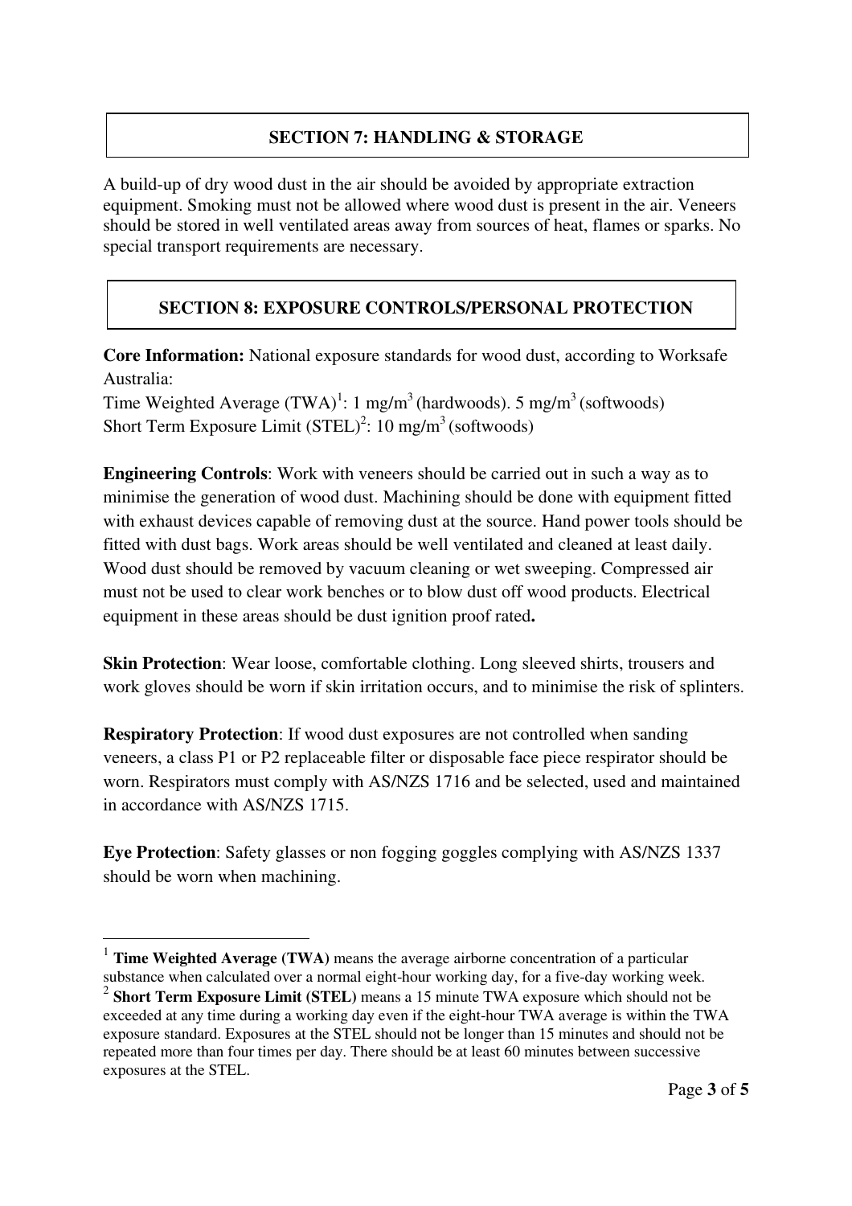## SECTION 7: HANDLING & STORAGE

A build-up of dry wood dust in the air should be avoided by appropriate extraction equipment. Smoking must not be allowed where wood dust is present in the air. Veneers should be stored in well ventilated areas away from sources of heat, flames or sparks. No special transport requirements are necessary.

## SECTION 8: EXPOSURE CONTROLS/PERSONAL PROTECTION

**Core Information:** National exposure standards for wood dust, according to Worksafe Australia:
Time Weighted Average (TWA)[1]: 1 mg/m$^3$ (hardwoods). 5 mg/m$^3$ (softwoods)
Short Term Exposure Limit (STEL)[2]: 10 mg/m$^3$ (softwoods)

**Engineering Controls**: Work with veneers should be carried out in such a way as to minimise the generation of wood dust. Machining should be done with equipment fitted with exhaust devices capable of removing dust at the source. Hand power tools should be fitted with dust bags. Work areas should be well ventilated and cleaned at least daily. Wood dust should be removed by vacuum cleaning or wet sweeping. Compressed air must not be used to clear work benches or to blow dust off wood products. Electrical equipment in these areas should be dust ignition proof rated**.**

**Skin Protection**: Wear loose, comfortable clothing. Long sleeved shirts, trousers and work gloves should be worn if skin irritation occurs, and to minimise the risk of splinters.

**Respiratory Protection**: If wood dust exposures are not controlled when sanding veneers, a class P1 or P2 replaceable filter or disposable face piece respirator should be worn. Respirators must comply with AS/NZS 1716 and be selected, used and maintained in accordance with AS/NZS 1715.

**Eye Protection**: Safety glasses or non fogging goggles complying with AS/NZS 1337 should be worn when machining.

---

[1] **Time Weighted Average (TWA)** means the average airborne concentration of a particular substance when calculated over a normal eight-hour working day, for a five-day working week.

[2] **Short Term Exposure Limit (STEL)** means a 15 minute TWA exposure which should not be exceeded at any time during a working day even if the eight-hour TWA average is within the TWA exposure standard. Exposures at the STEL should not be longer than 15 minutes and should not be repeated more than four times per day. There should be at least 60 minutes between successive exposures at the STEL.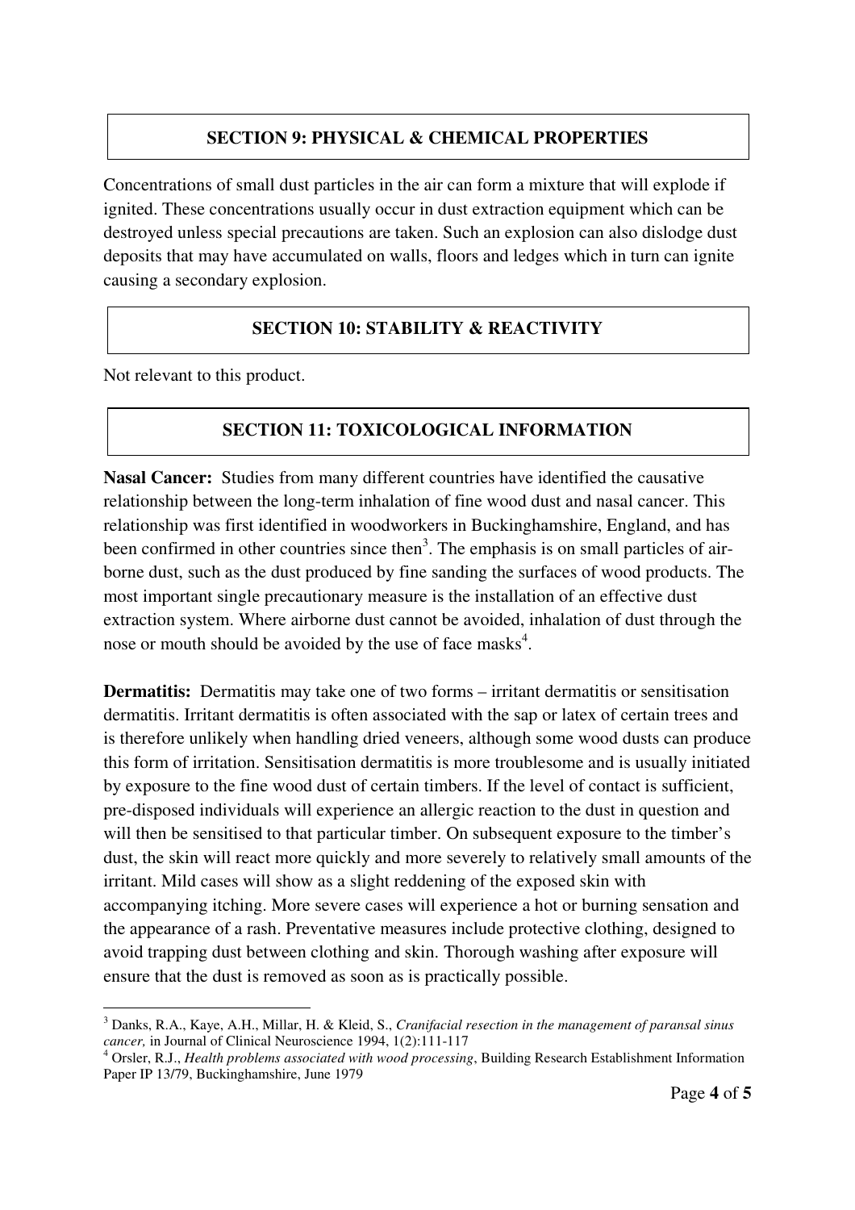## SECTION 9: PHYSICAL & CHEMICAL PROPERTIES

Concentrations of small dust particles in the air can form a mixture that will explode if ignited. These concentrations usually occur in dust extraction equipment which can be destroyed unless special precautions are taken. Such an explosion can also dislodge dust deposits that may have accumulated on walls, floors and ledges which in turn can ignite causing a secondary explosion.

## SECTION 10: STABILITY & REACTIVITY

Not relevant to this product.

## SECTION 11: TOXICOLOGICAL INFORMATION

**Nasal Cancer:** Studies from many different countries have identified the causative relationship between the long-term inhalation of fine wood dust and nasal cancer. This relationship was first identified in woodworkers in Buckinghamshire, England, and has been confirmed in other countries since then[3]. The emphasis is on small particles of air-borne dust, such as the dust produced by fine sanding the surfaces of wood products. The most important single precautionary measure is the installation of an effective dust extraction system. Where airborne dust cannot be avoided, inhalation of dust through the nose or mouth should be avoided by the use of face masks[4].

**Dermatitis:** Dermatitis may take one of two forms – irritant dermatitis or sensitisation dermatitis. Irritant dermatitis is often associated with the sap or latex of certain trees and is therefore unlikely when handling dried veneers, although some wood dusts can produce this form of irritation. Sensitisation dermatitis is more troublesome and is usually initiated by exposure to the fine wood dust of certain timbers. If the level of contact is sufficient, pre-disposed individuals will experience an allergic reaction to the dust in question and will then be sensitised to that particular timber. On subsequent exposure to the timber's dust, the skin will react more quickly and more severely to relatively small amounts of the irritant. Mild cases will show as a slight reddening of the exposed skin with accompanying itching. More severe cases will experience a hot or burning sensation and the appearance of a rash. Preventative measures include protective clothing, designed to avoid trapping dust between clothing and skin. Thorough washing after exposure will ensure that the dust is removed as soon as is practically possible.

---

[3] Danks, R.A., Kaye, A.H., Millar, H. & Kleid, S., *Cranifacial resection in the management of paransal sinus cancer,* in Journal of Clinical Neuroscience 1994, 1(2):111-117

[4] Orsler, R.J., *Health problems associated with wood processing*, Building Research Establishment Information Paper IP 13/79, Buckinghamshire, June 1979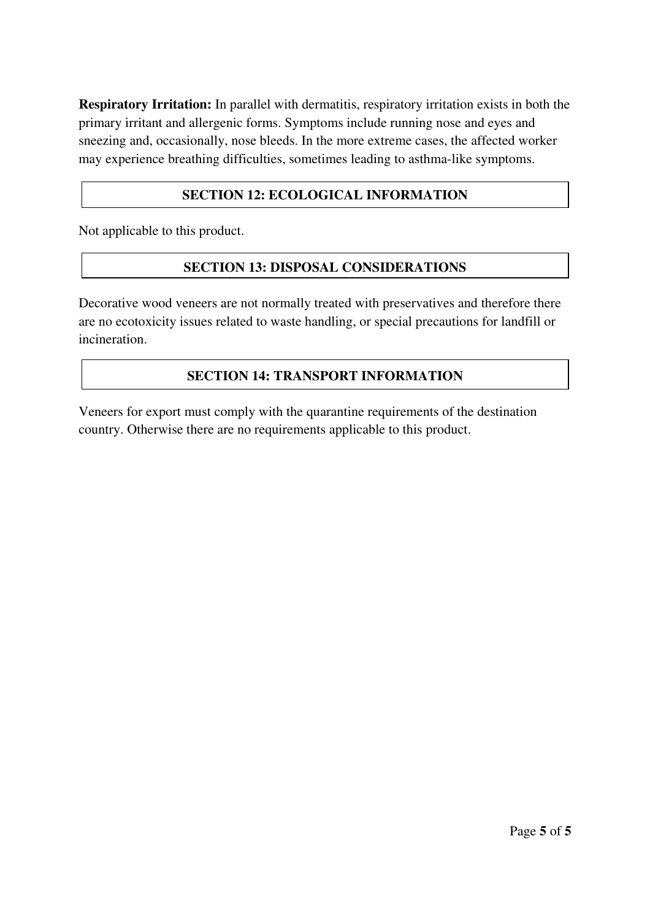**Respiratory Irritation:** In parallel with dermatitis, respiratory irritation exists in both the primary irritant and allergenic forms. Symptoms include running nose and eyes and sneezing and, occasionally, nose bleeds. In the more extreme cases, the affected worker may experience breathing difficulties, sometimes leading to asthma-like symptoms.

## SECTION 12: ECOLOGICAL INFORMATION

Not applicable to this product.

## SECTION 13: DISPOSAL CONSIDERATIONS

Decorative wood veneers are not normally treated with preservatives and therefore there are no ecotoxicity issues related to waste handling, or special precautions for landfill or incineration.

## SECTION 14: TRANSPORT INFORMATION

Veneers for export must comply with the quarantine requirements of the destination country. Otherwise there are no requirements applicable to this product.